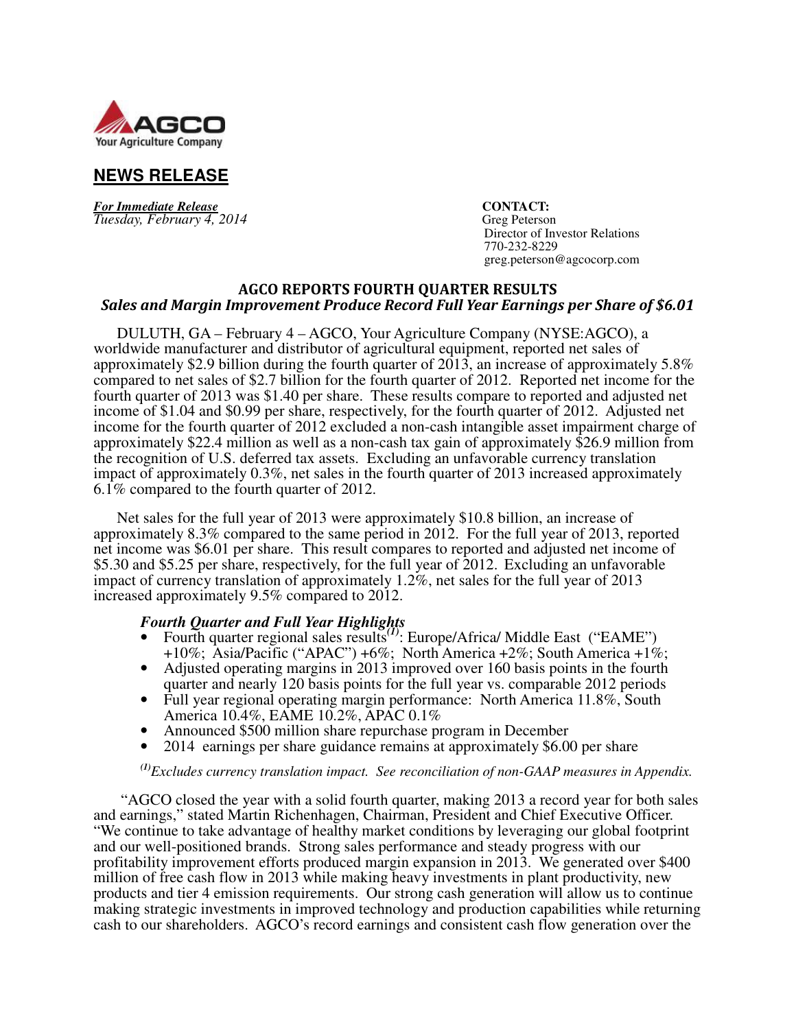AGCO
Your Agriculture Company

## NEWS RELEASE

***For Immediate Release***
*Tuesday, February 4, 2014*

**CONTACT:**
Greg Peterson
Director of Investor Relations
770-232-8229
greg.peterson@agcocorp.com

# AGCO REPORTS FOURTH QUARTER RESULTS

## *Sales and Margin Improvement Produce Record Full Year Earnings per Share of $6.01*

DULUTH, GA – February 4 – AGCO, Your Agriculture Company (NYSE:AGCO), a worldwide manufacturer and distributor of agricultural equipment, reported net sales of approximately $2.9 billion during the fourth quarter of 2013, an increase of approximately 5.8% compared to net sales of $2.7 billion for the fourth quarter of 2012. Reported net income for the fourth quarter of 2013 was $1.40 per share. These results compare to reported and adjusted net income of $1.04 and $0.99 per share, respectively, for the fourth quarter of 2012. Adjusted net income for the fourth quarter of 2012 excluded a non-cash intangible asset impairment charge of approximately $22.4 million as well as a non-cash tax gain of approximately $26.9 million from the recognition of U.S. deferred tax assets. Excluding an unfavorable currency translation impact of approximately 0.3%, net sales in the fourth quarter of 2013 increased approximately 6.1% compared to the fourth quarter of 2012.

Net sales for the full year of 2013 were approximately $10.8 billion, an increase of approximately 8.3% compared to the same period in 2012. For the full year of 2013, reported net income was $6.01 per share. This result compares to reported and adjusted net income of $5.30 and $5.25 per share, respectively, for the full year of 2012. Excluding an unfavorable impact of currency translation of approximately 1.2%, net sales for the full year of 2013 increased approximately 9.5% compared to 2012.

### *Fourth Quarter and Full Year Highlights*

- Fourth quarter regional sales results[(1)]: Europe/Africa/ Middle East ("EAME") +10%; Asia/Pacific ("APAC") +6%; North America +2%; South America +1%;
- Adjusted operating margins in 2013 improved over 160 basis points in the fourth quarter and nearly 120 basis points for the full year vs. comparable 2012 periods
- Full year regional operating margin performance: North America 11.8%, South America 10.4%, EAME 10.2%, APAC 0.1%
- Announced $500 million share repurchase program in December
- 2014 earnings per share guidance remains at approximately $6.00 per share

*[(1)]Excludes currency translation impact. See reconciliation of non-GAAP measures in Appendix.*

"AGCO closed the year with a solid fourth quarter, making 2013 a record year for both sales and earnings," stated Martin Richenhagen, Chairman, President and Chief Executive Officer. "We continue to take advantage of healthy market conditions by leveraging our global footprint and our well-positioned brands. Strong sales performance and steady progress with our profitability improvement efforts produced margin expansion in 2013. We generated over $400 million of free cash flow in 2013 while making heavy investments in plant productivity, new products and tier 4 emission requirements. Our strong cash generation will allow us to continue making strategic investments in improved technology and production capabilities while returning cash to our shareholders. AGCO's record earnings and consistent cash flow generation over the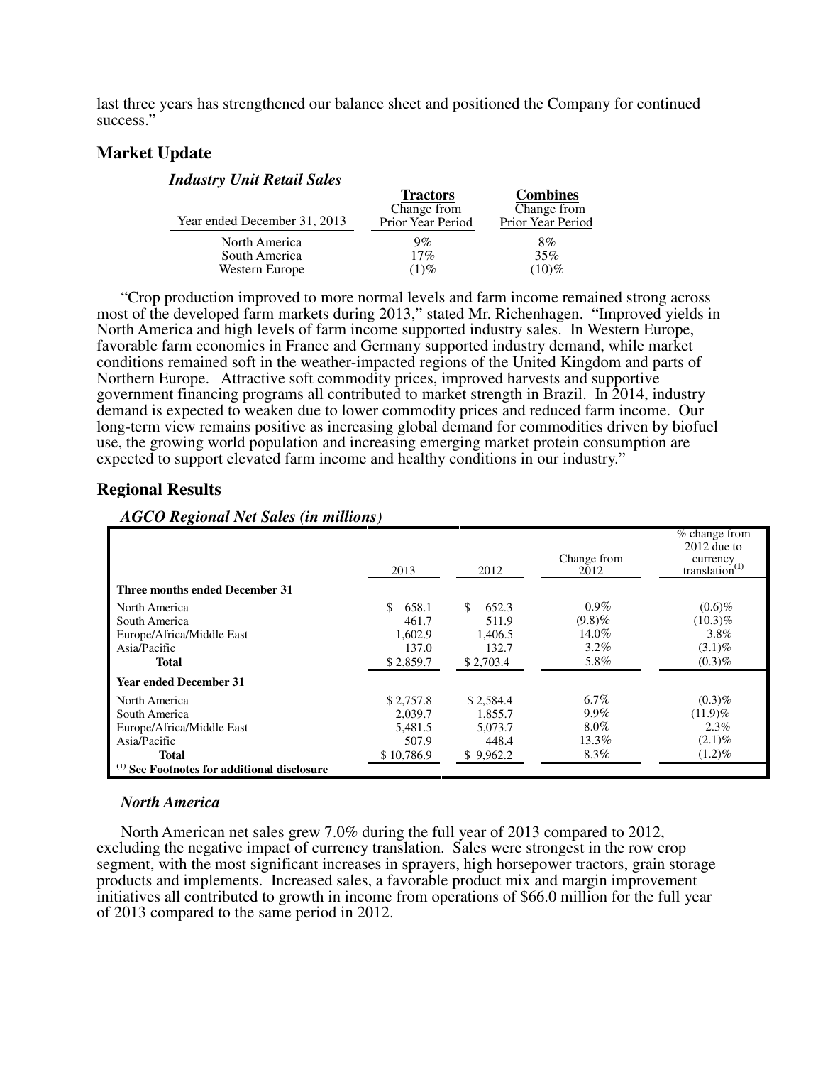last three years has strengthened our balance sheet and positioned the Company for continued success."

## Market Update

### *Industry Unit Retail Sales*

| Year ended December 31, 2013 | Tractors<br>Change from Prior Year Period | Combines<br>Change from Prior Year Period |
|---|---|---|
| North America | 9% | 8% |
| South America | 17% | 35% |
| Western Europe | (1)% | (10)% |

"Crop production improved to more normal levels and farm income remained strong across most of the developed farm markets during 2013," stated Mr. Richenhagen. "Improved yields in North America and high levels of farm income supported industry sales. In Western Europe, favorable farm economics in France and Germany supported industry demand, while market conditions remained soft in the weather-impacted regions of the United Kingdom and parts of Northern Europe. Attractive soft commodity prices, improved harvests and supportive government financing programs all contributed to market strength in Brazil. In 2014, industry demand is expected to weaken due to lower commodity prices and reduced farm income. Our long-term view remains positive as increasing global demand for commodities driven by biofuel use, the growing world population and increasing emerging market protein consumption are expected to support elevated farm income and healthy conditions in our industry."

## Regional Results

### *AGCO Regional Net Sales (in millions)*

| | 2013 | 2012 | Change from 2012 | % change from 2012 due to currency translation[1] |
|---|---|---|---|---|
| **Three months ended December 31** | | | | |
| North America | $ 658.1 | $ 652.3 | 0.9% | (0.6)% |
| South America | 461.7 | 511.9 | (9.8)% | (10.3)% |
| Europe/Africa/Middle East | 1,602.9 | 1,406.5 | 14.0% | 3.8% |
| Asia/Pacific | 137.0 | 132.7 | 3.2% | (3.1)% |
| **Total** | $ 2,859.7 | $ 2,703.4 | 5.8% | (0.3)% |
| **Year ended December 31** | | | | |
| North America | $ 2,757.8 | $ 2,584.4 | 6.7% | (0.3)% |
| South America | 2,039.7 | 1,855.7 | 9.9% | (11.9)% |
| Europe/Africa/Middle East | 5,481.5 | 5,073.7 | 8.0% | 2.3% |
| Asia/Pacific | 507.9 | 448.4 | 13.3% | (2.1)% |
| **Total** | $ 10,786.9 | $ 9,962.2 | 8.3% | (1.2)% |

**[1] See Footnotes for additional disclosure**

### *North America*

North American net sales grew 7.0% during the full year of 2013 compared to 2012, excluding the negative impact of currency translation. Sales were strongest in the row crop segment, with the most significant increases in sprayers, high horsepower tractors, grain storage products and implements. Increased sales, a favorable product mix and margin improvement initiatives all contributed to growth in income from operations of $66.0 million for the full year of 2013 compared to the same period in 2012.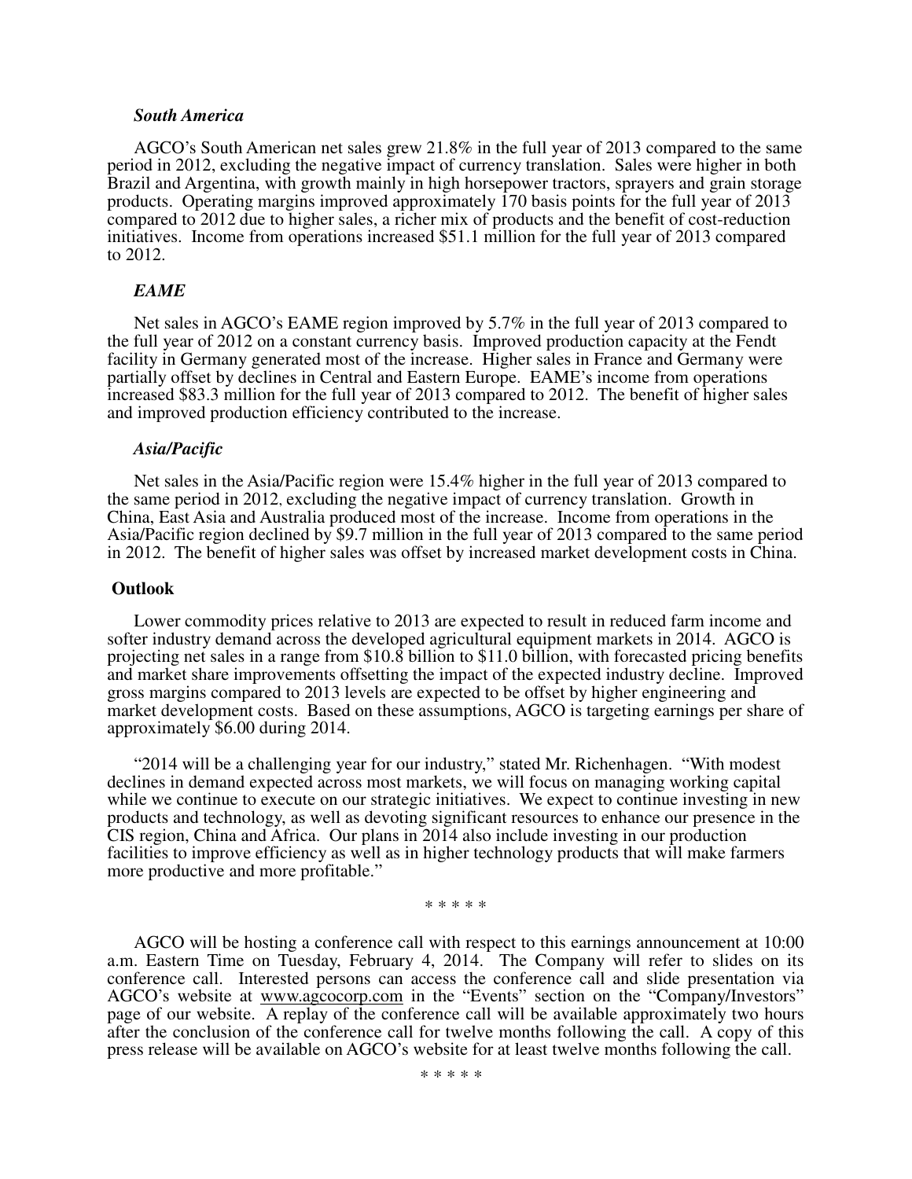### *South America*

AGCO's South American net sales grew 21.8% in the full year of 2013 compared to the same period in 2012, excluding the negative impact of currency translation. Sales were higher in both Brazil and Argentina, with growth mainly in high horsepower tractors, sprayers and grain storage products. Operating margins improved approximately 170 basis points for the full year of 2013 compared to 2012 due to higher sales, a richer mix of products and the benefit of cost-reduction initiatives. Income from operations increased $51.1 million for the full year of 2013 compared to 2012.

### *EAME*

Net sales in AGCO's EAME region improved by 5.7% in the full year of 2013 compared to the full year of 2012 on a constant currency basis. Improved production capacity at the Fendt facility in Germany generated most of the increase. Higher sales in France and Germany were partially offset by declines in Central and Eastern Europe. EAME's income from operations increased $83.3 million for the full year of 2013 compared to 2012. The benefit of higher sales and improved production efficiency contributed to the increase.

### *Asia/Pacific*

Net sales in the Asia/Pacific region were 15.4% higher in the full year of 2013 compared to the same period in 2012, excluding the negative impact of currency translation. Growth in China, East Asia and Australia produced most of the increase. Income from operations in the Asia/Pacific region declined by $9.7 million in the full year of 2013 compared to the same period in 2012. The benefit of higher sales was offset by increased market development costs in China.

## Outlook

Lower commodity prices relative to 2013 are expected to result in reduced farm income and softer industry demand across the developed agricultural equipment markets in 2014. AGCO is projecting net sales in a range from $10.8 billion to $11.0 billion, with forecasted pricing benefits and market share improvements offsetting the impact of the expected industry decline. Improved gross margins compared to 2013 levels are expected to be offset by higher engineering and market development costs. Based on these assumptions, AGCO is targeting earnings per share of approximately $6.00 during 2014.

"2014 will be a challenging year for our industry," stated Mr. Richenhagen. "With modest declines in demand expected across most markets, we will focus on managing working capital while we continue to execute on our strategic initiatives. We expect to continue investing in new products and technology, as well as devoting significant resources to enhance our presence in the CIS region, China and Africa. Our plans in 2014 also include investing in our production facilities to improve efficiency as well as in higher technology products that will make farmers more productive and more profitable."

\* \* \* \* \*

AGCO will be hosting a conference call with respect to this earnings announcement at 10:00 a.m. Eastern Time on Tuesday, February 4, 2014. The Company will refer to slides on its conference call. Interested persons can access the conference call and slide presentation via AGCO's website at www.agcocorp.com in the "Events" section on the "Company/Investors" page of our website. A replay of the conference call will be available approximately two hours after the conclusion of the conference call for twelve months following the call. A copy of this press release will be available on AGCO's website for at least twelve months following the call.

\* \* \* \* \*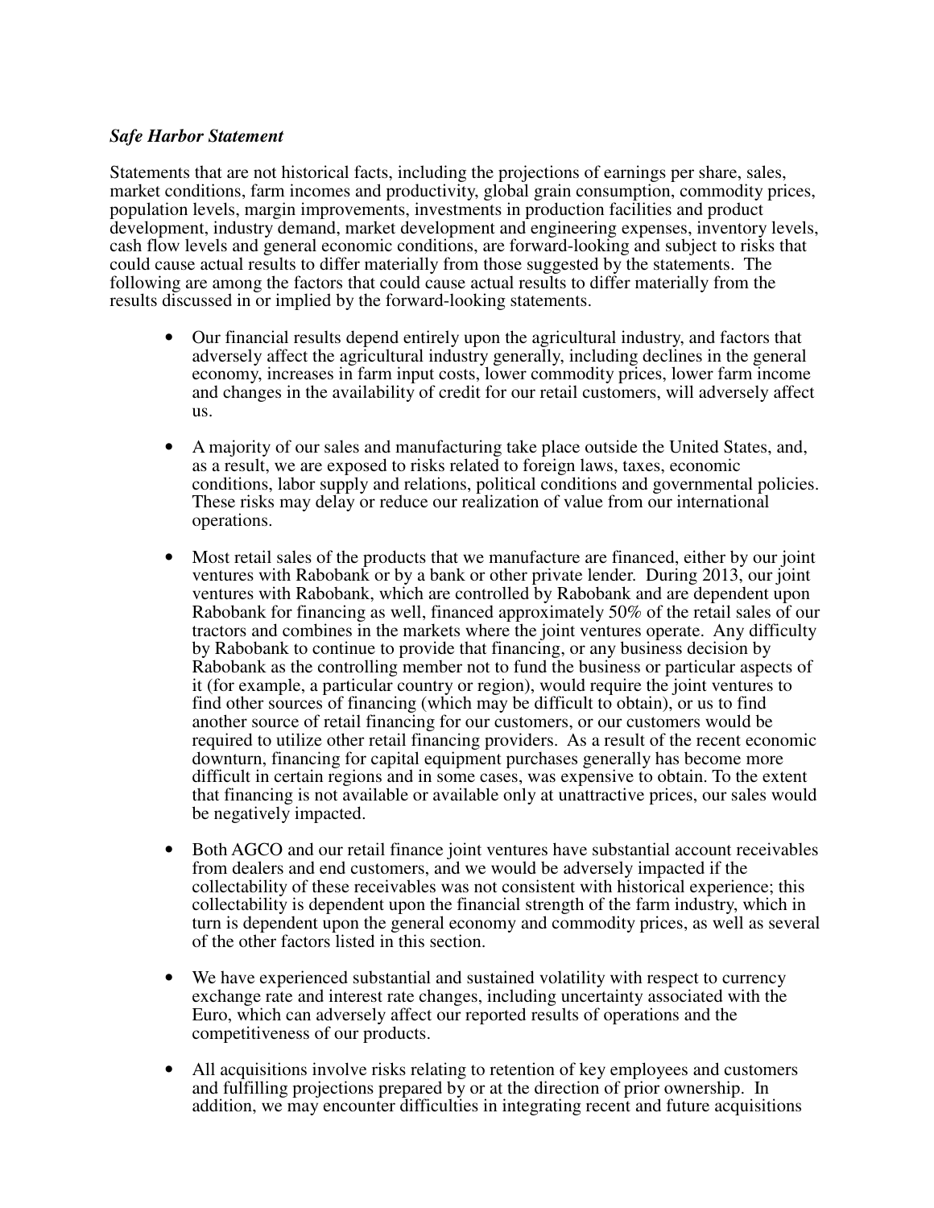***Safe Harbor Statement***

Statements that are not historical facts, including the projections of earnings per share, sales, market conditions, farm incomes and productivity, global grain consumption, commodity prices, population levels, margin improvements, investments in production facilities and product development, industry demand, market development and engineering expenses, inventory levels, cash flow levels and general economic conditions, are forward-looking and subject to risks that could cause actual results to differ materially from those suggested by the statements. The following are among the factors that could cause actual results to differ materially from the results discussed in or implied by the forward-looking statements.

- Our financial results depend entirely upon the agricultural industry, and factors that adversely affect the agricultural industry generally, including declines in the general economy, increases in farm input costs, lower commodity prices, lower farm income and changes in the availability of credit for our retail customers, will adversely affect us.

- A majority of our sales and manufacturing take place outside the United States, and, as a result, we are exposed to risks related to foreign laws, taxes, economic conditions, labor supply and relations, political conditions and governmental policies. These risks may delay or reduce our realization of value from our international operations.

- Most retail sales of the products that we manufacture are financed, either by our joint ventures with Rabobank or by a bank or other private lender. During 2013, our joint ventures with Rabobank, which are controlled by Rabobank and are dependent upon Rabobank for financing as well, financed approximately 50% of the retail sales of our tractors and combines in the markets where the joint ventures operate. Any difficulty by Rabobank to continue to provide that financing, or any business decision by Rabobank as the controlling member not to fund the business or particular aspects of it (for example, a particular country or region), would require the joint ventures to find other sources of financing (which may be difficult to obtain), or us to find another source of retail financing for our customers, or our customers would be required to utilize other retail financing providers. As a result of the recent economic downturn, financing for capital equipment purchases generally has become more difficult in certain regions and in some cases, was expensive to obtain. To the extent that financing is not available or available only at unattractive prices, our sales would be negatively impacted.

- Both AGCO and our retail finance joint ventures have substantial account receivables from dealers and end customers, and we would be adversely impacted if the collectability of these receivables was not consistent with historical experience; this collectability is dependent upon the financial strength of the farm industry, which in turn is dependent upon the general economy and commodity prices, as well as several of the other factors listed in this section.

- We have experienced substantial and sustained volatility with respect to currency exchange rate and interest rate changes, including uncertainty associated with the Euro, which can adversely affect our reported results of operations and the competitiveness of our products.

- All acquisitions involve risks relating to retention of key employees and customers and fulfilling projections prepared by or at the direction of prior ownership. In addition, we may encounter difficulties in integrating recent and future acquisitions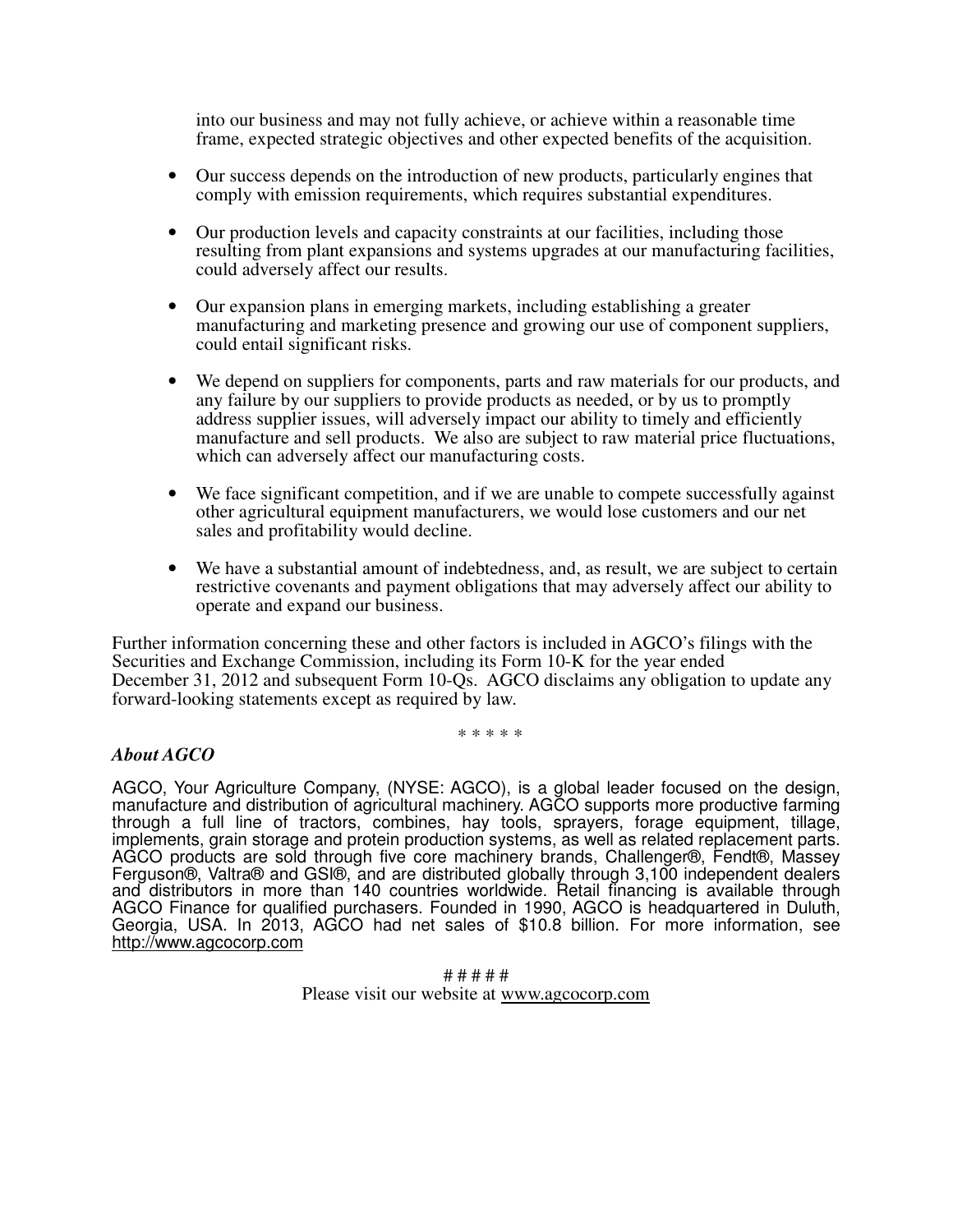into our business and may not fully achieve, or achieve within a reasonable time frame, expected strategic objectives and other expected benefits of the acquisition.

- Our success depends on the introduction of new products, particularly engines that comply with emission requirements, which requires substantial expenditures.
- Our production levels and capacity constraints at our facilities, including those resulting from plant expansions and systems upgrades at our manufacturing facilities, could adversely affect our results.
- Our expansion plans in emerging markets, including establishing a greater manufacturing and marketing presence and growing our use of component suppliers, could entail significant risks.
- We depend on suppliers for components, parts and raw materials for our products, and any failure by our suppliers to provide products as needed, or by us to promptly address supplier issues, will adversely impact our ability to timely and efficiently manufacture and sell products. We also are subject to raw material price fluctuations, which can adversely affect our manufacturing costs.
- We face significant competition, and if we are unable to compete successfully against other agricultural equipment manufacturers, we would lose customers and our net sales and profitability would decline.
- We have a substantial amount of indebtedness, and, as result, we are subject to certain restrictive covenants and payment obligations that may adversely affect our ability to operate and expand our business.

Further information concerning these and other factors is included in AGCO's filings with the Securities and Exchange Commission, including its Form 10-K for the year ended December 31, 2012 and subsequent Form 10-Qs. AGCO disclaims any obligation to update any forward-looking statements except as required by law.

\* \* \* \* \*

### *About AGCO*

AGCO, Your Agriculture Company, (NYSE: AGCO), is a global leader focused on the design, manufacture and distribution of agricultural machinery. AGCO supports more productive farming through a full line of tractors, combines, hay tools, sprayers, forage equipment, tillage, implements, grain storage and protein production systems, as well as related replacement parts. AGCO products are sold through five core machinery brands, Challenger®, Fendt®, Massey Ferguson®, Valtra® and GSI®, and are distributed globally through 3,100 independent dealers and distributors in more than 140 countries worldwide. Retail financing is available through AGCO Finance for qualified purchasers. Founded in 1990, AGCO is headquartered in Duluth, Georgia, USA. In 2013, AGCO had net sales of $10.8 billion. For more information, see http://www.agcocorp.com

# # # # #

Please visit our website at www.agcocorp.com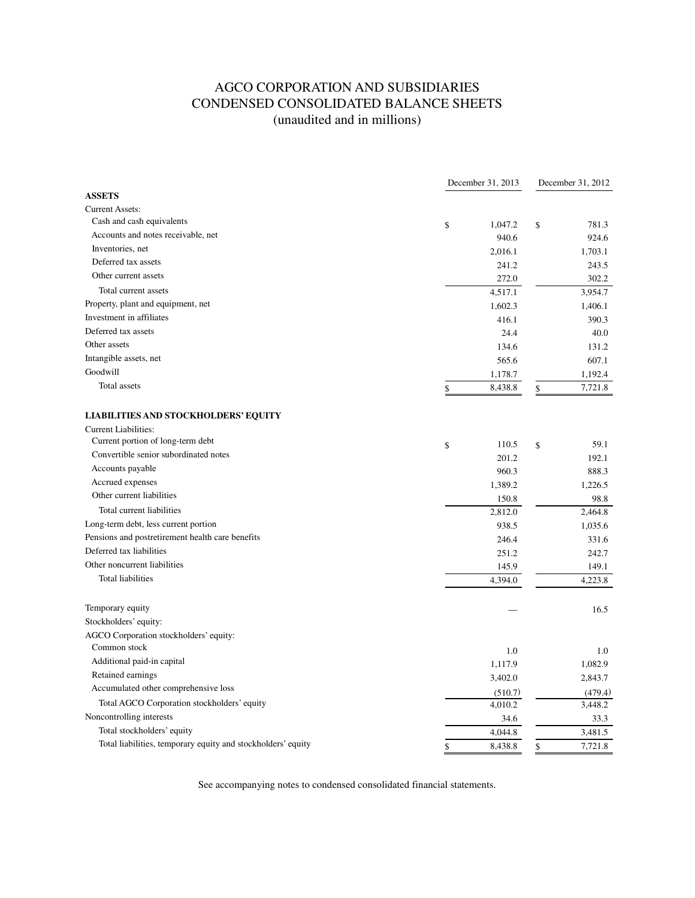# AGCO CORPORATION AND SUBSIDIARIES
# CONDENSED CONSOLIDATED BALANCE SHEETS
(unaudited and in millions)

| | December 31, 2013 | December 31, 2012 |
|---|---|---|
| **ASSETS** | | |
| Current Assets: | | |
| Cash and cash equivalents | $ 1,047.2 | $ 781.3 |
| Accounts and notes receivable, net | 940.6 | 924.6 |
| Inventories, net | 2,016.1 | 1,703.1 |
| Deferred tax assets | 241.2 | 243.5 |
| Other current assets | 272.0 | 302.2 |
| Total current assets | 4,517.1 | 3,954.7 |
| Property, plant and equipment, net | 1,602.3 | 1,406.1 |
| Investment in affiliates | 416.1 | 390.3 |
| Deferred tax assets | 24.4 | 40.0 |
| Other assets | 134.6 | 131.2 |
| Intangible assets, net | 565.6 | 607.1 |
| Goodwill | 1,178.7 | 1,192.4 |
| Total assets | $ 8,438.8 | $ 7,721.8 |
| **LIABILITIES AND STOCKHOLDERS' EQUITY** | | |
| Current Liabilities: | | |
| Current portion of long-term debt | $ 110.5 | $ 59.1 |
| Convertible senior subordinated notes | 201.2 | 192.1 |
| Accounts payable | 960.3 | 888.3 |
| Accrued expenses | 1,389.2 | 1,226.5 |
| Other current liabilities | 150.8 | 98.8 |
| Total current liabilities | 2,812.0 | 2,464.8 |
| Long-term debt, less current portion | 938.5 | 1,035.6 |
| Pensions and postretirement health care benefits | 246.4 | 331.6 |
| Deferred tax liabilities | 251.2 | 242.7 |
| Other noncurrent liabilities | 145.9 | 149.1 |
| Total liabilities | 4,394.0 | 4,223.8 |
| Temporary equity | — | 16.5 |
| Stockholders' equity: | | |
| AGCO Corporation stockholders' equity: | | |
| Common stock | 1.0 | 1.0 |
| Additional paid-in capital | 1,117.9 | 1,082.9 |
| Retained earnings | 3,402.0 | 2,843.7 |
| Accumulated other comprehensive loss | (510.7) | (479.4) |
| Total AGCO Corporation stockholders' equity | 4,010.2 | 3,448.2 |
| Noncontrolling interests | 34.6 | 33.3 |
| Total stockholders' equity | 4,044.8 | 3,481.5 |
| Total liabilities, temporary equity and stockholders' equity | $ 8,438.8 | $ 7,721.8 |

See accompanying notes to condensed consolidated financial statements.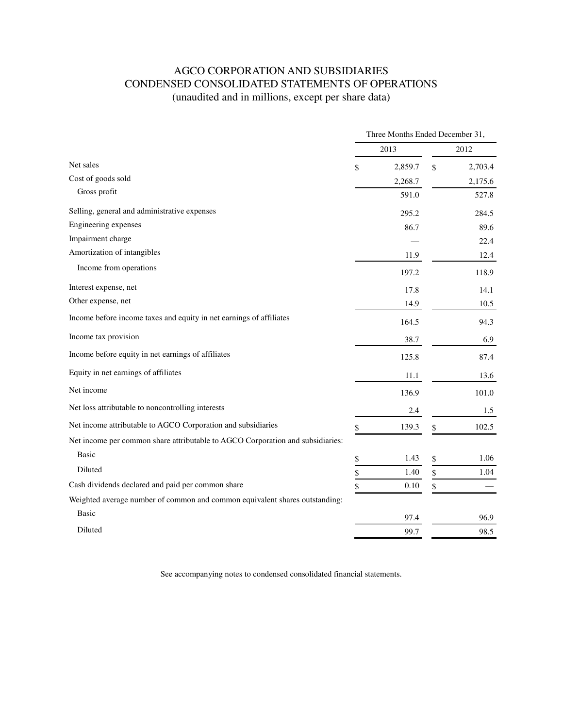# AGCO CORPORATION AND SUBSIDIARIES
## CONDENSED CONSOLIDATED STATEMENTS OF OPERATIONS
### (unaudited and in millions, except per share data)

| | Three Months Ended December 31, | |
|---|---|---|
| | 2013 | 2012 |
| Net sales | $ 2,859.7 | $ 2,703.4 |
| Cost of goods sold | 2,268.7 | 2,175.6 |
| Gross profit | 591.0 | 527.8 |
| Selling, general and administrative expenses | 295.2 | 284.5 |
| Engineering expenses | 86.7 | 89.6 |
| Impairment charge | — | 22.4 |
| Amortization of intangibles | 11.9 | 12.4 |
| Income from operations | 197.2 | 118.9 |
| Interest expense, net | 17.8 | 14.1 |
| Other expense, net | 14.9 | 10.5 |
| Income before income taxes and equity in net earnings of affiliates | 164.5 | 94.3 |
| Income tax provision | 38.7 | 6.9 |
| Income before equity in net earnings of affiliates | 125.8 | 87.4 |
| Equity in net earnings of affiliates | 11.1 | 13.6 |
| Net income | 136.9 | 101.0 |
| Net loss attributable to noncontrolling interests | 2.4 | 1.5 |
| Net income attributable to AGCO Corporation and subsidiaries | $ 139.3 | $ 102.5 |
| Net income per common share attributable to AGCO Corporation and subsidiaries: | | |
| Basic | $ 1.43 | $ 1.06 |
| Diluted | $ 1.40 | $ 1.04 |
| Cash dividends declared and paid per common share | $ 0.10 | $ — |
| Weighted average number of common and common equivalent shares outstanding: | | |
| Basic | 97.4 | 96.9 |
| Diluted | 99.7 | 98.5 |

See accompanying notes to condensed consolidated financial statements.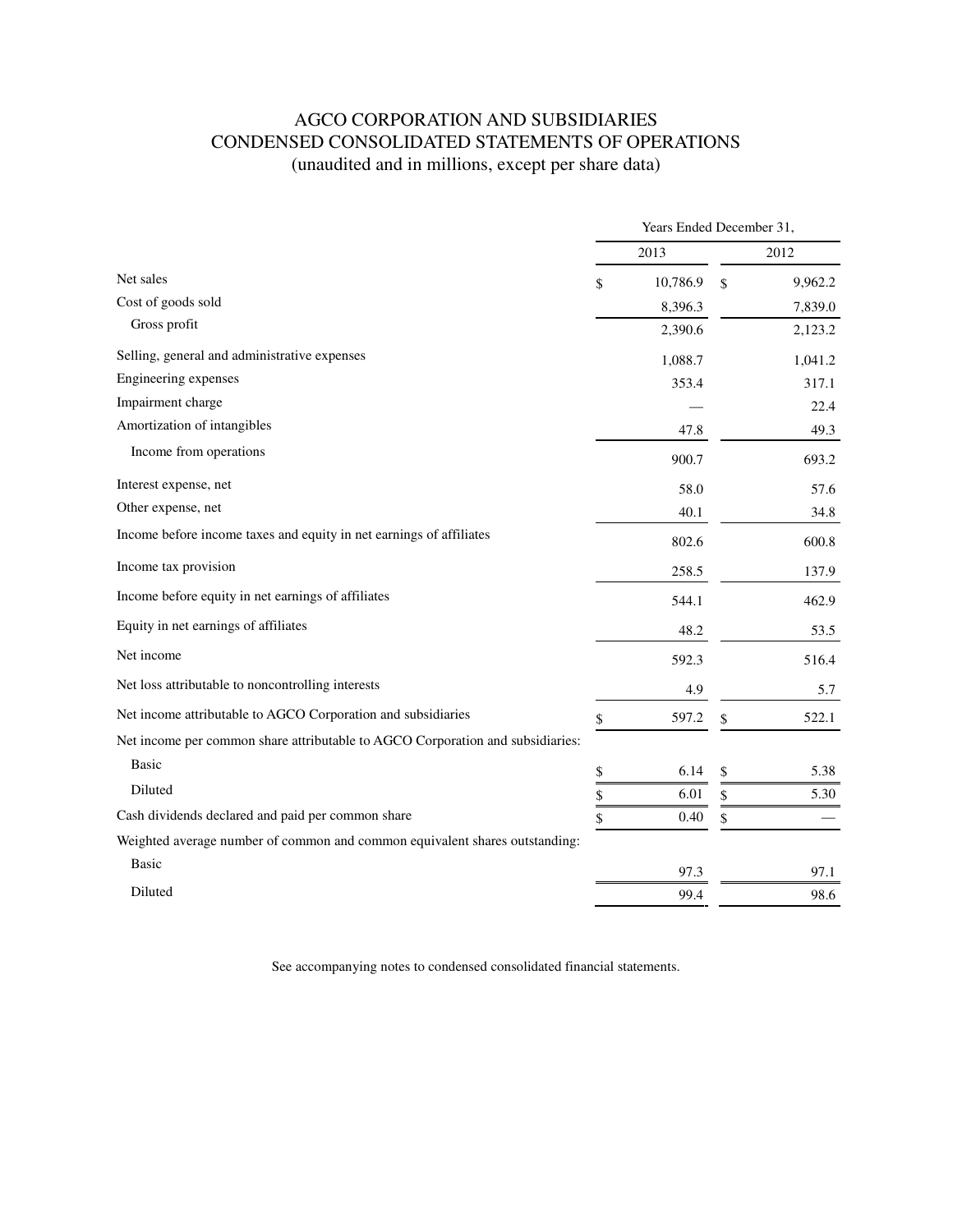# AGCO CORPORATION AND SUBSIDIARIES
## CONDENSED CONSOLIDATED STATEMENTS OF OPERATIONS
(unaudited and in millions, except per share data)

| | Years Ended December 31, | |
|---|---|---|
| | 2013 | 2012 |
| Net sales | $ 10,786.9 | $ 9,962.2 |
| Cost of goods sold | 8,396.3 | 7,839.0 |
| Gross profit | 2,390.6 | 2,123.2 |
| Selling, general and administrative expenses | 1,088.7 | 1,041.2 |
| Engineering expenses | 353.4 | 317.1 |
| Impairment charge | — | 22.4 |
| Amortization of intangibles | 47.8 | 49.3 |
| Income from operations | 900.7 | 693.2 |
| Interest expense, net | 58.0 | 57.6 |
| Other expense, net | 40.1 | 34.8 |
| Income before income taxes and equity in net earnings of affiliates | 802.6 | 600.8 |
| Income tax provision | 258.5 | 137.9 |
| Income before equity in net earnings of affiliates | 544.1 | 462.9 |
| Equity in net earnings of affiliates | 48.2 | 53.5 |
| Net income | 592.3 | 516.4 |
| Net loss attributable to noncontrolling interests | 4.9 | 5.7 |
| Net income attributable to AGCO Corporation and subsidiaries | $ 597.2 | $ 522.1 |
| Net income per common share attributable to AGCO Corporation and subsidiaries: | | |
| Basic | $ 6.14 | $ 5.38 |
| Diluted | $ 6.01 | $ 5.30 |
| Cash dividends declared and paid per common share | $ 0.40 | $ — |
| Weighted average number of common and common equivalent shares outstanding: | | |
| Basic | 97.3 | 97.1 |
| Diluted | 99.4 | 98.6 |

See accompanying notes to condensed consolidated financial statements.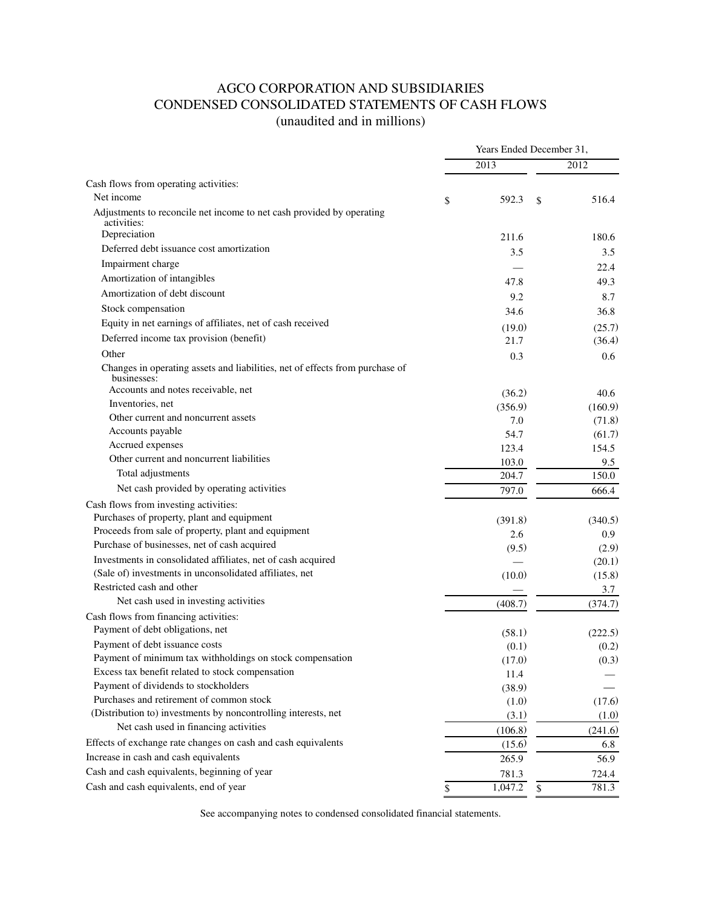# AGCO CORPORATION AND SUBSIDIARIES
## CONDENSED CONSOLIDATED STATEMENTS OF CASH FLOWS
### (unaudited and in millions)

| | Years Ended December 31, | |
|---|---|---|
| | 2013 | 2012 |
| Cash flows from operating activities: | | |
| Net income | $ 592.3 | $ 516.4 |
| Adjustments to reconcile net income to net cash provided by operating activities: | | |
| Depreciation | 211.6 | 180.6 |
| Deferred debt issuance cost amortization | 3.5 | 3.5 |
| Impairment charge | — | 22.4 |
| Amortization of intangibles | 47.8 | 49.3 |
| Amortization of debt discount | 9.2 | 8.7 |
| Stock compensation | 34.6 | 36.8 |
| Equity in net earnings of affiliates, net of cash received | (19.0) | (25.7) |
| Deferred income tax provision (benefit) | 21.7 | (36.4) |
| Other | 0.3 | 0.6 |
| Changes in operating assets and liabilities, net of effects from purchase of businesses: | | |
| Accounts and notes receivable, net | (36.2) | 40.6 |
| Inventories, net | (356.9) | (160.9) |
| Other current and noncurrent assets | 7.0 | (71.8) |
| Accounts payable | 54.7 | (61.7) |
| Accrued expenses | 123.4 | 154.5 |
| Other current and noncurrent liabilities | 103.0 | 9.5 |
| Total adjustments | 204.7 | 150.0 |
| Net cash provided by operating activities | 797.0 | 666.4 |
| Cash flows from investing activities: | | |
| Purchases of property, plant and equipment | (391.8) | (340.5) |
| Proceeds from sale of property, plant and equipment | 2.6 | 0.9 |
| Purchase of businesses, net of cash acquired | (9.5) | (2.9) |
| Investments in consolidated affiliates, net of cash acquired | — | (20.1) |
| (Sale of) investments in unconsolidated affiliates, net | (10.0) | (15.8) |
| Restricted cash and other | — | 3.7 |
| Net cash used in investing activities | (408.7) | (374.7) |
| Cash flows from financing activities: | | |
| Payment of debt obligations, net | (58.1) | (222.5) |
| Payment of debt issuance costs | (0.1) | (0.2) |
| Payment of minimum tax withholdings on stock compensation | (17.0) | (0.3) |
| Excess tax benefit related to stock compensation | 11.4 | — |
| Payment of dividends to stockholders | (38.9) | — |
| Purchases and retirement of common stock | (1.0) | (17.6) |
| (Distribution to) investments by noncontrolling interests, net | (3.1) | (1.0) |
| Net cash used in financing activities | (106.8) | (241.6) |
| Effects of exchange rate changes on cash and cash equivalents | (15.6) | 6.8 |
| Increase in cash and cash equivalents | 265.9 | 56.9 |
| Cash and cash equivalents, beginning of year | 781.3 | 724.4 |
| Cash and cash equivalents, end of year | $ 1,047.2 | $ 781.3 |

See accompanying notes to condensed consolidated financial statements.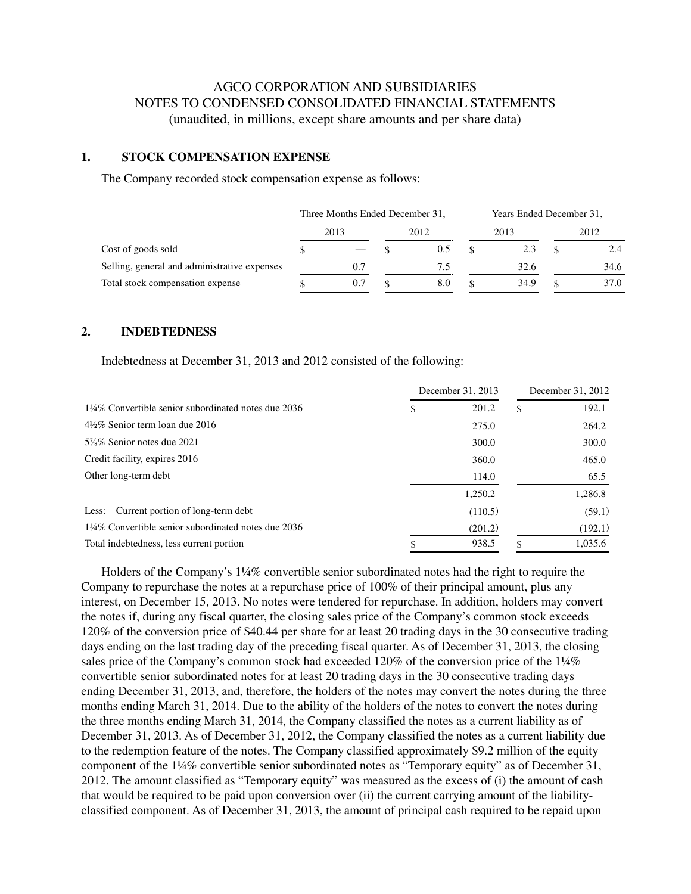AGCO CORPORATION AND SUBSIDIARIES
NOTES TO CONDENSED CONSOLIDATED FINANCIAL STATEMENTS
(unaudited, in millions, except share amounts and per share data)

## 1. STOCK COMPENSATION EXPENSE

The Company recorded stock compensation expense as follows:

| | Three Months Ended December 31, | | Years Ended December 31, | |
|---|---|---|---|---|
| | 2013 | 2012 | 2013 | 2012 |
| Cost of goods sold | $ — | $ 0.5 | $ 2.3 | $ 2.4 |
| Selling, general and administrative expenses | 0.7 | 7.5 | 32.6 | 34.6 |
| Total stock compensation expense | $ 0.7 | $ 8.0 | $ 34.9 | $ 37.0 |

## 2. INDEBTEDNESS

Indebtedness at December 31, 2013 and 2012 consisted of the following:

| | December 31, 2013 | December 31, 2012 |
|---|---|---|
| 1¼% Convertible senior subordinated notes due 2036 | $ 201.2 | $ 192.1 |
| 4½% Senior term loan due 2016 | 275.0 | 264.2 |
| 5⅞% Senior notes due 2021 | 300.0 | 300.0 |
| Credit facility, expires 2016 | 360.0 | 465.0 |
| Other long-term debt | 114.0 | 65.5 |
| | 1,250.2 | 1,286.8 |
| Less: Current portion of long-term debt | (110.5) | (59.1) |
| 1¼% Convertible senior subordinated notes due 2036 | (201.2) | (192.1) |
| Total indebtedness, less current portion | $ 938.5 | $ 1,035.6 |

Holders of the Company's 1¼% convertible senior subordinated notes had the right to require the Company to repurchase the notes at a repurchase price of 100% of their principal amount, plus any interest, on December 15, 2013. No notes were tendered for repurchase. In addition, holders may convert the notes if, during any fiscal quarter, the closing sales price of the Company's common stock exceeds 120% of the conversion price of $40.44 per share for at least 20 trading days in the 30 consecutive trading days ending on the last trading day of the preceding fiscal quarter. As of December 31, 2013, the closing sales price of the Company's common stock had exceeded 120% of the conversion price of the 1¼% convertible senior subordinated notes for at least 20 trading days in the 30 consecutive trading days ending December 31, 2013, and, therefore, the holders of the notes may convert the notes during the three months ending March 31, 2014. Due to the ability of the holders of the notes to convert the notes during the three months ending March 31, 2014, the Company classified the notes as a current liability as of December 31, 2013. As of December 31, 2012, the Company classified the notes as a current liability due to the redemption feature of the notes. The Company classified approximately $9.2 million of the equity component of the 1¼% convertible senior subordinated notes as "Temporary equity" as of December 31, 2012. The amount classified as "Temporary equity" was measured as the excess of (i) the amount of cash that would be required to be paid upon conversion over (ii) the current carrying amount of the liability-classified component. As of December 31, 2013, the amount of principal cash required to be repaid upon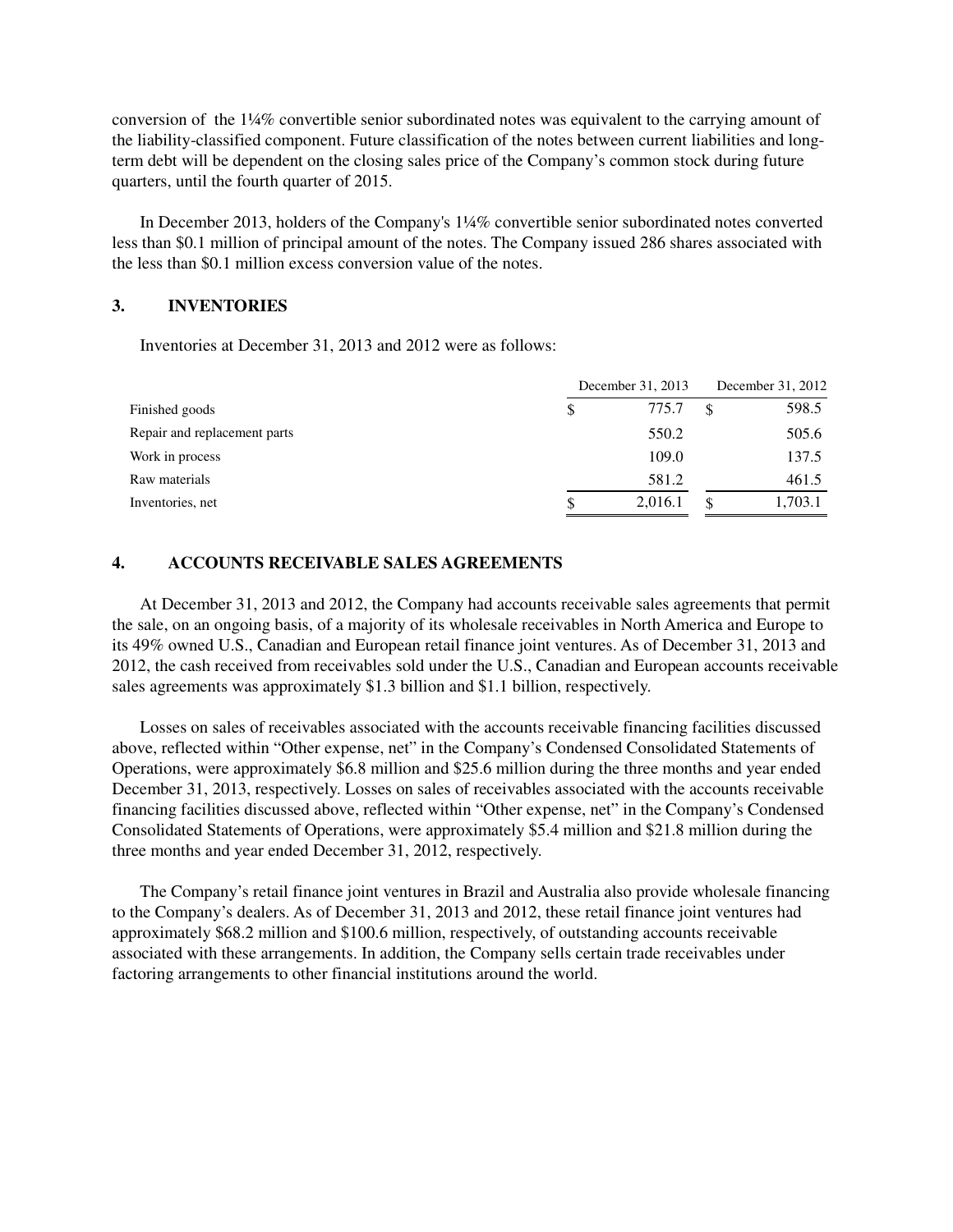conversion of the 1¼% convertible senior subordinated notes was equivalent to the carrying amount of the liability-classified component. Future classification of the notes between current liabilities and long-term debt will be dependent on the closing sales price of the Company's common stock during future quarters, until the fourth quarter of 2015.

In December 2013, holders of the Company's 1¼% convertible senior subordinated notes converted less than \$0.1 million of principal amount of the notes. The Company issued 286 shares associated with the less than \$0.1 million excess conversion value of the notes.

## 3. INVENTORIES

Inventories at December 31, 2013 and 2012 were as follows:

| | December 31, 2013 | December 31, 2012 |
|---|---|---|
| Finished goods | \$ 775.7 | \$ 598.5 |
| Repair and replacement parts | 550.2 | 505.6 |
| Work in process | 109.0 | 137.5 |
| Raw materials | 581.2 | 461.5 |
| Inventories, net | \$ 2,016.1 | \$ 1,703.1 |

## 4. ACCOUNTS RECEIVABLE SALES AGREEMENTS

At December 31, 2013 and 2012, the Company had accounts receivable sales agreements that permit the sale, on an ongoing basis, of a majority of its wholesale receivables in North America and Europe to its 49% owned U.S., Canadian and European retail finance joint ventures. As of December 31, 2013 and 2012, the cash received from receivables sold under the U.S., Canadian and European accounts receivable sales agreements was approximately \$1.3 billion and \$1.1 billion, respectively.

Losses on sales of receivables associated with the accounts receivable financing facilities discussed above, reflected within "Other expense, net" in the Company's Condensed Consolidated Statements of Operations, were approximately \$6.8 million and \$25.6 million during the three months and year ended December 31, 2013, respectively. Losses on sales of receivables associated with the accounts receivable financing facilities discussed above, reflected within "Other expense, net" in the Company's Condensed Consolidated Statements of Operations, were approximately \$5.4 million and \$21.8 million during the three months and year ended December 31, 2012, respectively.

The Company's retail finance joint ventures in Brazil and Australia also provide wholesale financing to the Company's dealers. As of December 31, 2013 and 2012, these retail finance joint ventures had approximately \$68.2 million and \$100.6 million, respectively, of outstanding accounts receivable associated with these arrangements. In addition, the Company sells certain trade receivables under factoring arrangements to other financial institutions around the world.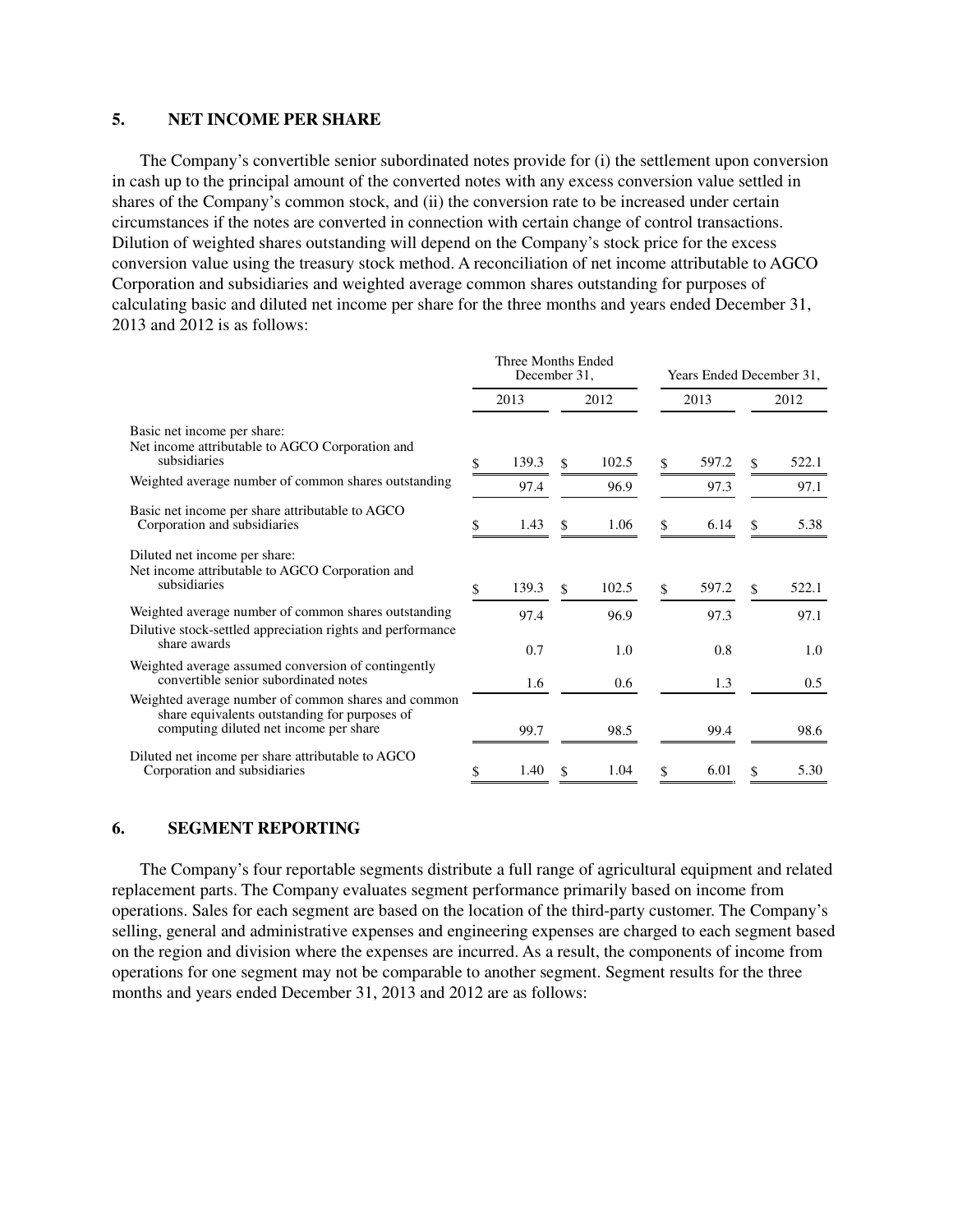## 5. NET INCOME PER SHARE

The Company's convertible senior subordinated notes provide for (i) the settlement upon conversion in cash up to the principal amount of the converted notes with any excess conversion value settled in shares of the Company's common stock, and (ii) the conversion rate to be increased under certain circumstances if the notes are converted in connection with certain change of control transactions. Dilution of weighted shares outstanding will depend on the Company's stock price for the excess conversion value using the treasury stock method. A reconciliation of net income attributable to AGCO Corporation and subsidiaries and weighted average common shares outstanding for purposes of calculating basic and diluted net income per share for the three months and years ended December 31, 2013 and 2012 is as follows:

| | Three Months Ended December 31, | | Years Ended December 31, | |
|---|---|---|---|---|
| | 2013 | 2012 | 2013 | 2012 |
| Basic net income per share: | | | | |
| Net income attributable to AGCO Corporation and subsidiaries | $ 139.3 | $ 102.5 | $ 597.2 | $ 522.1 |
| Weighted average number of common shares outstanding | 97.4 | 96.9 | 97.3 | 97.1 |
| Basic net income per share attributable to AGCO Corporation and subsidiaries | $ 1.43 | $ 1.06 | $ 6.14 | $ 5.38 |
| Diluted net income per share: | | | | |
| Net income attributable to AGCO Corporation and subsidiaries | $ 139.3 | $ 102.5 | $ 597.2 | $ 522.1 |
| Weighted average number of common shares outstanding | 97.4 | 96.9 | 97.3 | 97.1 |
| Dilutive stock-settled appreciation rights and performance share awards | 0.7 | 1.0 | 0.8 | 1.0 |
| Weighted average assumed conversion of contingently convertible senior subordinated notes | 1.6 | 0.6 | 1.3 | 0.5 |
| Weighted average number of common shares and common share equivalents outstanding for purposes of computing diluted net income per share | 99.7 | 98.5 | 99.4 | 98.6 |
| Diluted net income per share attributable to AGCO Corporation and subsidiaries | $ 1.40 | $ 1.04 | $ 6.01 | $ 5.30 |

## 6. SEGMENT REPORTING

The Company's four reportable segments distribute a full range of agricultural equipment and related replacement parts. The Company evaluates segment performance primarily based on income from operations. Sales for each segment are based on the location of the third-party customer. The Company's selling, general and administrative expenses and engineering expenses are charged to each segment based on the region and division where the expenses are incurred. As a result, the components of income from operations for one segment may not be comparable to another segment. Segment results for the three months and years ended December 31, 2013 and 2012 are as follows: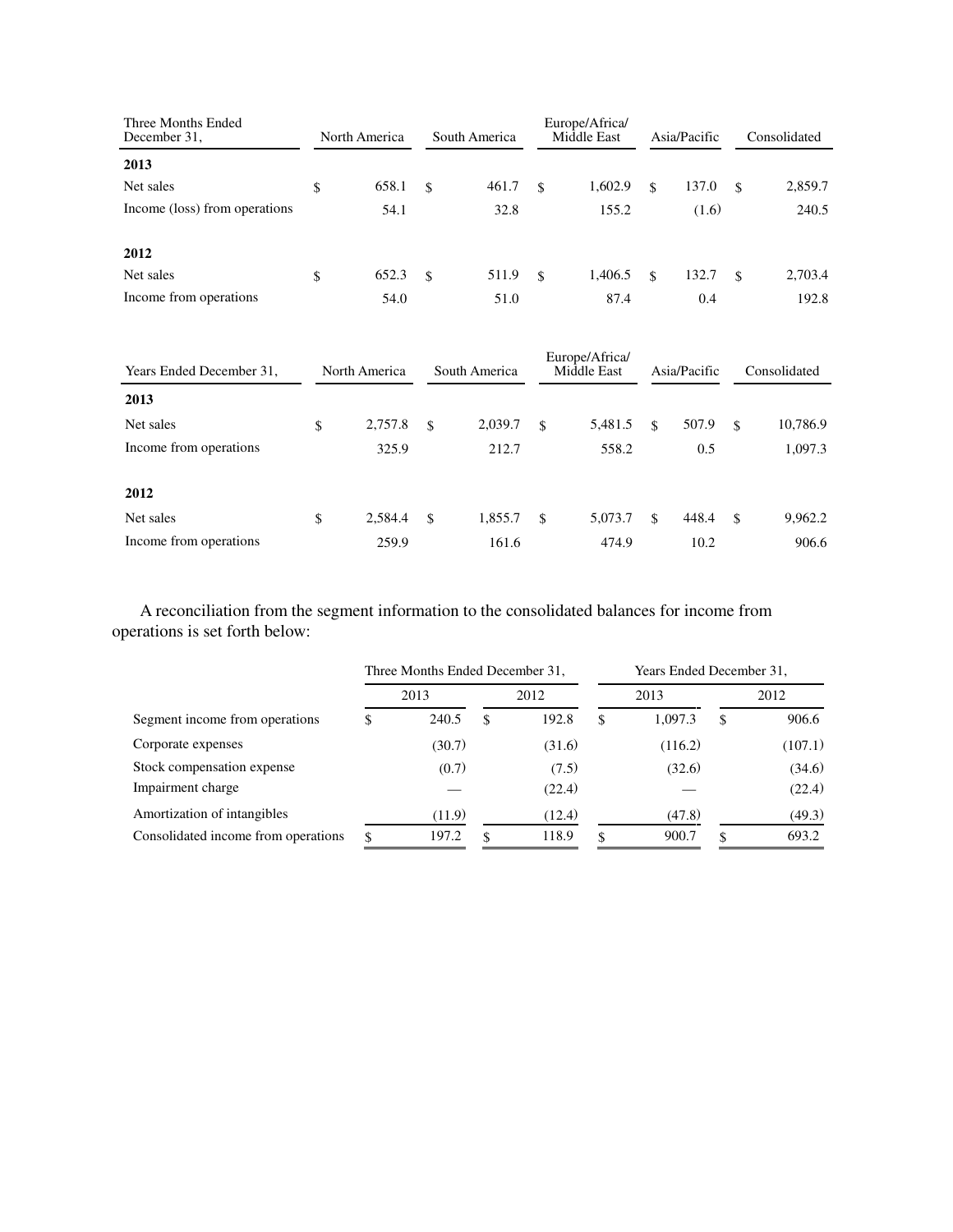| Three Months Ended December 31, | North America | South America | Europe/Africa/ Middle East | Asia/Pacific | Consolidated |
|---|---|---|---|---|---|
| **2013** | | | | | |
| Net sales | $ 658.1 | $ 461.7 | $ 1,602.9 | $ 137.0 | $ 2,859.7 |
| Income (loss) from operations | 54.1 | 32.8 | 155.2 | (1.6) | 240.5 |
| **2012** | | | | | |
| Net sales | $ 652.3 | $ 511.9 | $ 1,406.5 | $ 132.7 | $ 2,703.4 |
| Income from operations | 54.0 | 51.0 | 87.4 | 0.4 | 192.8 |

| Years Ended December 31, | North America | South America | Europe/Africa/ Middle East | Asia/Pacific | Consolidated |
|---|---|---|---|---|---|
| **2013** | | | | | |
| Net sales | $ 2,757.8 | $ 2,039.7 | $ 5,481.5 | $ 507.9 | $ 10,786.9 |
| Income from operations | 325.9 | 212.7 | 558.2 | 0.5 | 1,097.3 |
| **2012** | | | | | |
| Net sales | $ 2,584.4 | $ 1,855.7 | $ 5,073.7 | $ 448.4 | $ 9,962.2 |
| Income from operations | 259.9 | 161.6 | 474.9 | 10.2 | 906.6 |

A reconciliation from the segment information to the consolidated balances for income from operations is set forth below:

| | Three Months Ended December 31, | | Years Ended December 31, | |
|---|---|---|---|---|
| | 2013 | 2012 | 2013 | 2012 |
| Segment income from operations | $ 240.5 | $ 192.8 | $ 1,097.3 | $ 906.6 |
| Corporate expenses | (30.7) | (31.6) | (116.2) | (107.1) |
| Stock compensation expense | (0.7) | (7.5) | (32.6) | (34.6) |
| Impairment charge | — | (22.4) | — | (22.4) |
| Amortization of intangibles | (11.9) | (12.4) | (47.8) | (49.3) |
| Consolidated income from operations | $ 197.2 | $ 118.9 | $ 900.7 | $ 693.2 |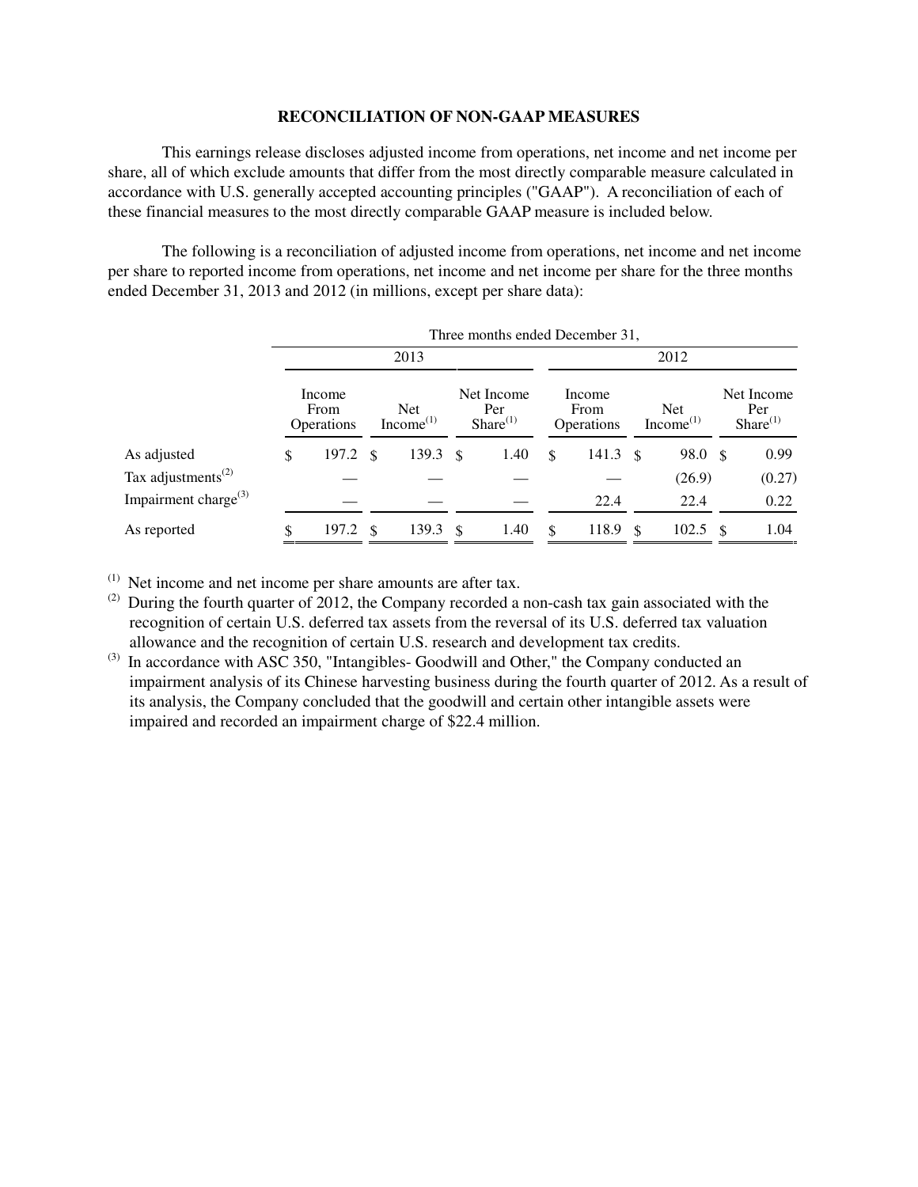## RECONCILIATION OF NON-GAAP MEASURES

This earnings release discloses adjusted income from operations, net income and net income per share, all of which exclude amounts that differ from the most directly comparable measure calculated in accordance with U.S. generally accepted accounting principles ("GAAP"). A reconciliation of each of these financial measures to the most directly comparable GAAP measure is included below.

The following is a reconciliation of adjusted income from operations, net income and net income per share to reported income from operations, net income and net income per share for the three months ended December 31, 2013 and 2012 (in millions, except per share data):

| | Three months ended December 31, | | | | | |
|---|---|---|---|---|---|---|
| | 2013 | | | 2012 | | |
| | Income From Operations | Net Income[(1)] | Net Income Per Share[(1)] | Income From Operations | Net Income[(1)] | Net Income Per Share[(1)] |
| As adjusted | $ 197.2 | $ 139.3 | $ 1.40 | $ 141.3 | $ 98.0 | $ 0.99 |
| Tax adjustments[(2)] | — | — | — | — | (26.9) | (0.27) |
| Impairment charge[(3)] | — | — | — | 22.4 | 22.4 | 0.22 |
| As reported | $ 197.2 | $ 139.3 | $ 1.40 | $ 118.9 | $ 102.5 | $ 1.04 |

(1) Net income and net income per share amounts are after tax.

(2) During the fourth quarter of 2012, the Company recorded a non-cash tax gain associated with the recognition of certain U.S. deferred tax assets from the reversal of its U.S. deferred tax valuation allowance and the recognition of certain U.S. research and development tax credits.

(3) In accordance with ASC 350, "Intangibles- Goodwill and Other," the Company conducted an impairment analysis of its Chinese harvesting business during the fourth quarter of 2012. As a result of its analysis, the Company concluded that the goodwill and certain other intangible assets were impaired and recorded an impairment charge of $22.4 million.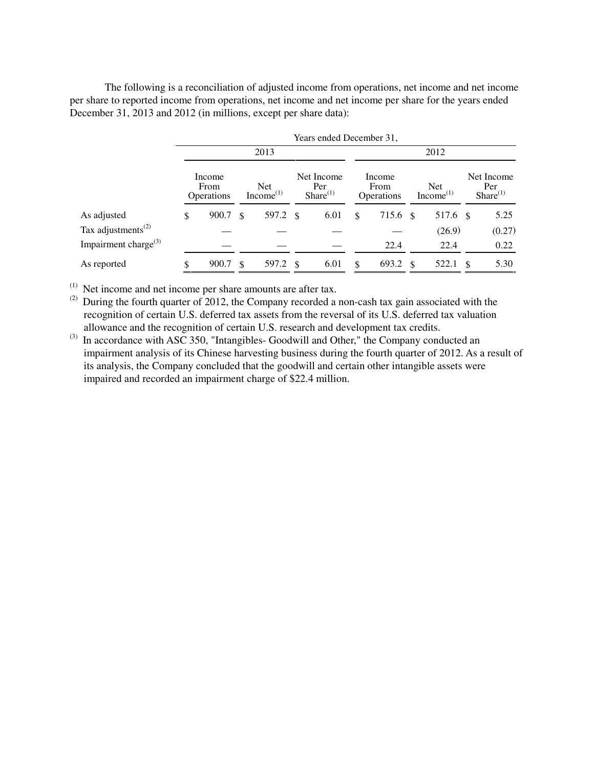The following is a reconciliation of adjusted income from operations, net income and net income per share to reported income from operations, net income and net income per share for the years ended December 31, 2013 and 2012 (in millions, except per share data):

| | Years ended December 31, | | | | | |
|---|---|---|---|---|---|---|
| | 2013 | | | 2012 | | |
| | Income From Operations | Net Income[(1)] | Net Income Per Share[(1)] | Income From Operations | Net Income[(1)] | Net Income Per Share[(1)] |
| As adjusted | $ 900.7 | $ 597.2 | $ 6.01 | $ 715.6 | $ 517.6 | $ 5.25 |
| Tax adjustments[(2)] | — | — | — | — | (26.9) | (0.27) |
| Impairment charge[(3)] | — | — | — | 22.4 | 22.4 | 0.22 |
| As reported | $ 900.7 | $ 597.2 | $ 6.01 | $ 693.2 | $ 522.1 | $ 5.30 |

(1) Net income and net income per share amounts are after tax.

(2) During the fourth quarter of 2012, the Company recorded a non-cash tax gain associated with the recognition of certain U.S. deferred tax assets from the reversal of its U.S. deferred tax valuation allowance and the recognition of certain U.S. research and development tax credits.

(3) In accordance with ASC 350, "Intangibles- Goodwill and Other," the Company conducted an impairment analysis of its Chinese harvesting business during the fourth quarter of 2012. As a result of its analysis, the Company concluded that the goodwill and certain other intangible assets were impaired and recorded an impairment charge of $22.4 million.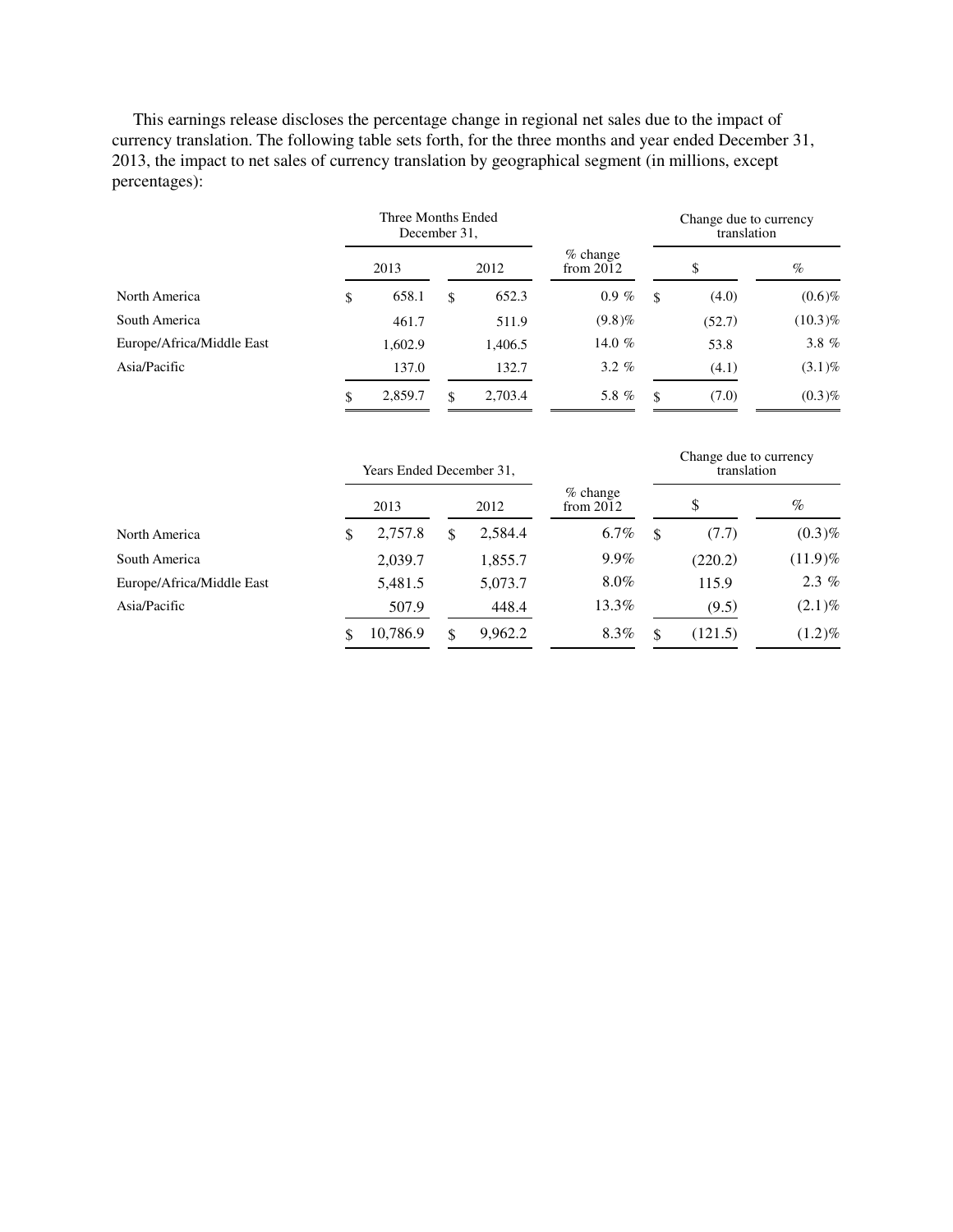This earnings release discloses the percentage change in regional net sales due to the impact of currency translation. The following table sets forth, for the three months and year ended December 31, 2013, the impact to net sales of currency translation by geographical segment (in millions, except percentages):

| | Three Months Ended December 31, | | % change from 2012 | Change due to currency translation | |
|---|---|---|---|---|---|
| | 2013 | 2012 | | $ | % |
| North America | $ 658.1 | $ 652.3 | 0.9 % | $ (4.0) | (0.6)% |
| South America | 461.7 | 511.9 | (9.8)% | (52.7) | (10.3)% |
| Europe/Africa/Middle East | 1,602.9 | 1,406.5 | 14.0 % | 53.8 | 3.8 % |
| Asia/Pacific | 137.0 | 132.7 | 3.2 % | (4.1) | (3.1)% |
| | $ 2,859.7 | $ 2,703.4 | 5.8 % | $ (7.0) | (0.3)% |

| | Years Ended December 31, | | % change from 2012 | Change due to currency translation | |
|---|---|---|---|---|---|
| | 2013 | 2012 | | $ | % |
| North America | $ 2,757.8 | $ 2,584.4 | 6.7% | $ (7.7) | (0.3)% |
| South America | 2,039.7 | 1,855.7 | 9.9% | (220.2) | (11.9)% |
| Europe/Africa/Middle East | 5,481.5 | 5,073.7 | 8.0% | 115.9 | 2.3 % |
| Asia/Pacific | 507.9 | 448.4 | 13.3% | (9.5) | (2.1)% |
| | $ 10,786.9 | $ 9,962.2 | 8.3% | $ (121.5) | (1.2)% |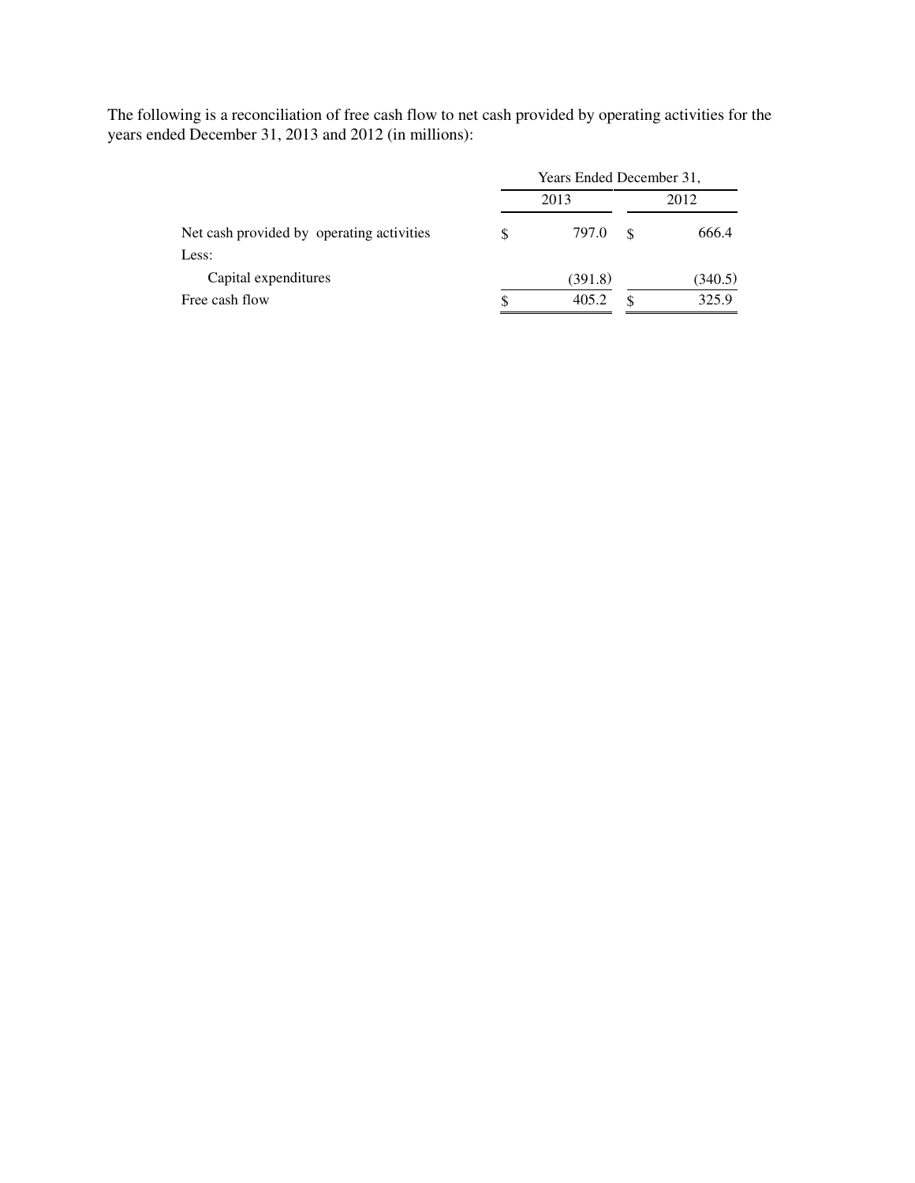The following is a reconciliation of free cash flow to net cash provided by operating activities for the years ended December 31, 2013 and 2012 (in millions):

| | Years Ended December 31, | |
|---|---|---|
| | 2013 | 2012 |
| Net cash provided by operating activities | $ 797.0 | $ 666.4 |
| Less: | | |
| Capital expenditures | (391.8) | (340.5) |
| Free cash flow | $ 405.2 | $ 325.9 |